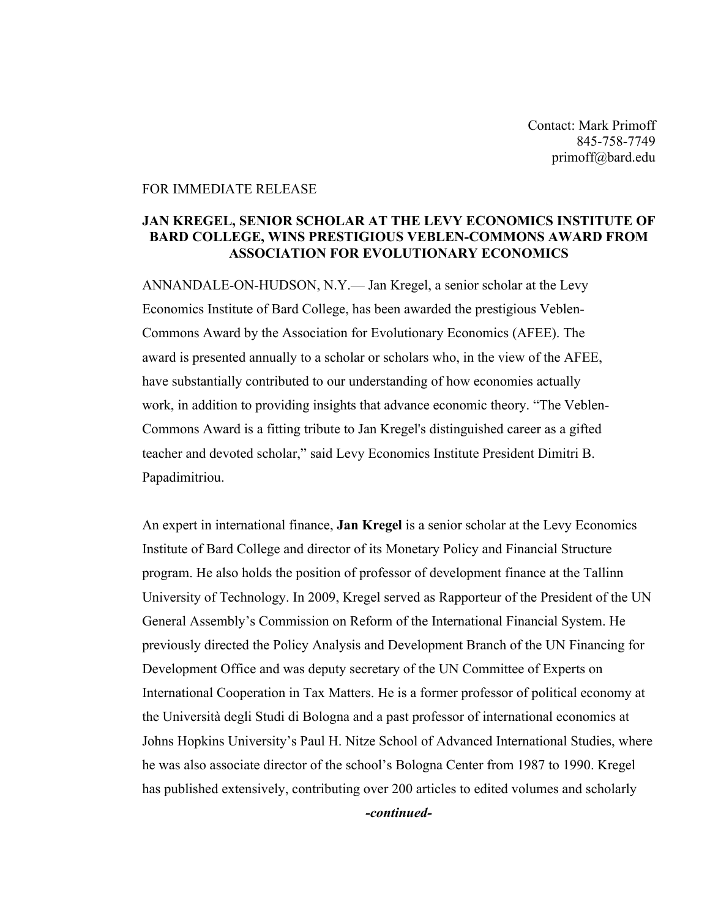Contact: Mark Primoff
845-758-7749
primoff@bard.edu

FOR IMMEDIATE RELEASE

**JAN KREGEL, SENIOR SCHOLAR AT THE LEVY ECONOMICS INSTITUTE OF BARD COLLEGE, WINS PRESTIGIOUS VEBLEN-COMMONS AWARD FROM ASSOCIATION FOR EVOLUTIONARY ECONOMICS**

ANNANDALE-ON-HUDSON, N.Y.— Jan Kregel, a senior scholar at the Levy Economics Institute of Bard College, has been awarded the prestigious Veblen-Commons Award by the Association for Evolutionary Economics (AFEE). The award is presented annually to a scholar or scholars who, in the view of the AFEE, have substantially contributed to our understanding of how economies actually work, in addition to providing insights that advance economic theory. "The Veblen-Commons Award is a fitting tribute to Jan Kregel's distinguished career as a gifted teacher and devoted scholar," said Levy Economics Institute President Dimitri B. Papadimitriou.

An expert in international finance, **Jan Kregel** is a senior scholar at the Levy Economics Institute of Bard College and director of its Monetary Policy and Financial Structure program. He also holds the position of professor of development finance at the Tallinn University of Technology. In 2009, Kregel served as Rapporteur of the President of the UN General Assembly's Commission on Reform of the International Financial System. He previously directed the Policy Analysis and Development Branch of the UN Financing for Development Office and was deputy secretary of the UN Committee of Experts on International Cooperation in Tax Matters. He is a former professor of political economy at the Università degli Studi di Bologna and a past professor of international economics at Johns Hopkins University's Paul H. Nitze School of Advanced International Studies, where he was also associate director of the school's Bologna Center from 1987 to 1990. Kregel has published extensively, contributing over 200 articles to edited volumes and scholarly

***-continued-***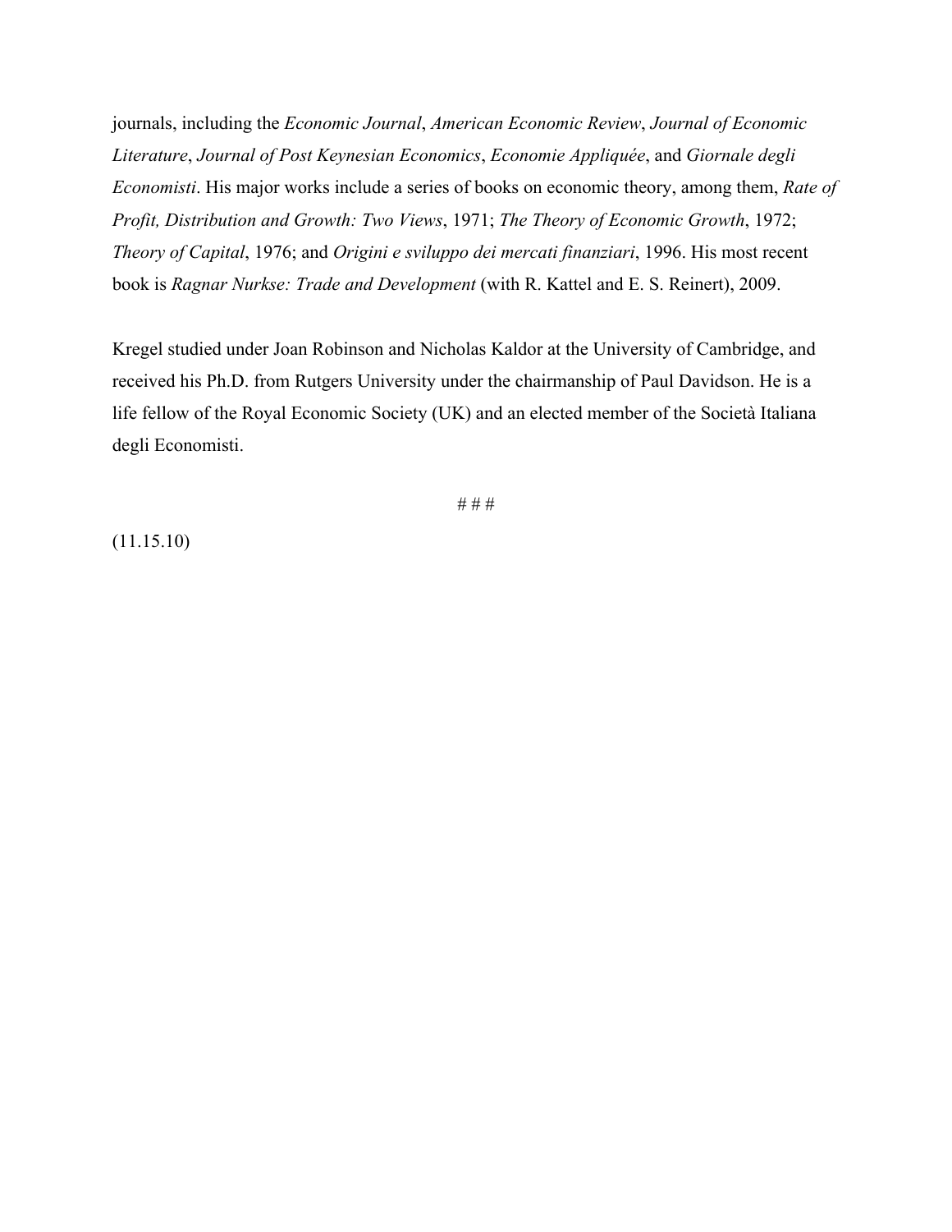journals, including the *Economic Journal*, *American Economic Review*, *Journal of Economic Literature*, *Journal of Post Keynesian Economics*, *Economie Appliquée*, and *Giornale degli Economisti*. His major works include a series of books on economic theory, among them, *Rate of Profit, Distribution and Growth: Two Views*, 1971; *The Theory of Economic Growth*, 1972; *Theory of Capital*, 1976; and *Origini e sviluppo dei mercati finanziari*, 1996. His most recent book is *Ragnar Nurkse: Trade and Development* (with R. Kattel and E. S. Reinert), 2009.

Kregel studied under Joan Robinson and Nicholas Kaldor at the University of Cambridge, and received his Ph.D. from Rutgers University under the chairmanship of Paul Davidson. He is a life fellow of the Royal Economic Society (UK) and an elected member of the Società Italiana degli Economisti.

# # #

(11.15.10)